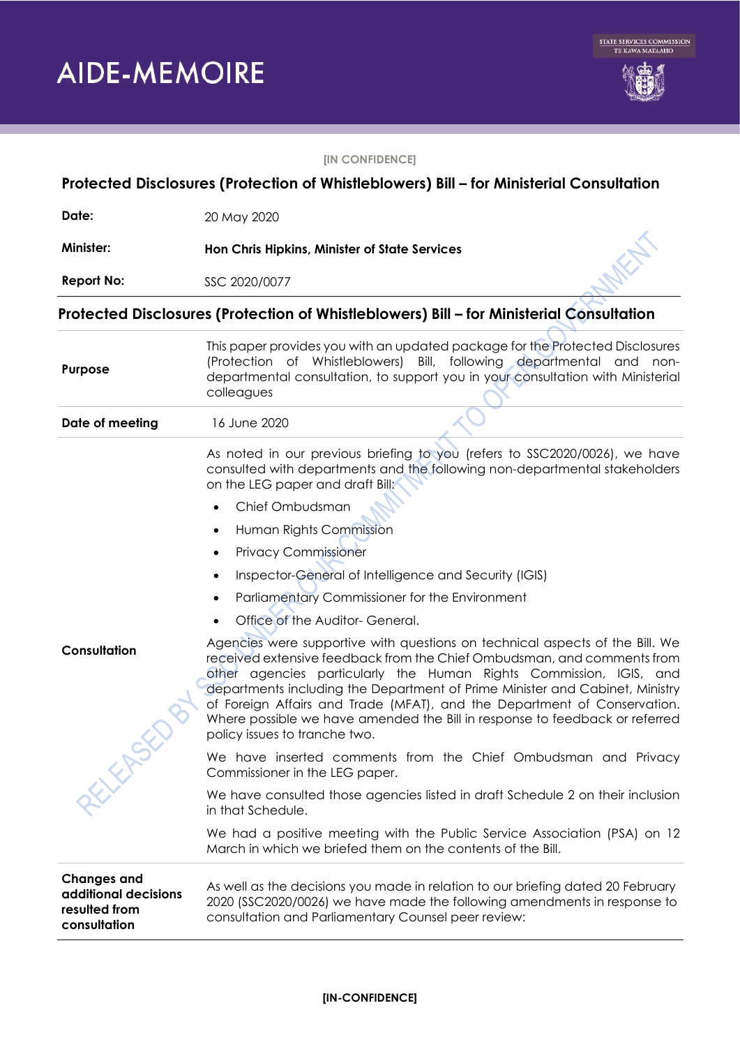# AIDE-MEMOIRE

STATE SERVICES COMMISSION
TE KAWA MATAAHO

[IN CONFIDENCE]

## Protected Disclosures (Protection of Whistleblowers) Bill – for Ministerial Consultation

| | |
|---|---|
| **Date:** | 20 May 2020 |
| **Minister:** | **Hon Chris Hipkins, Minister of State Services** |
| **Report No:** | SSC 2020/0077 |

## Protected Disclosures (Protection of Whistleblowers) Bill – for Ministerial Consultation

| | |
|---|---|
| **Purpose** | This paper provides you with an updated package for the Protected Disclosures (Protection of Whistleblowers) Bill, following departmental and non-departmental consultation, to support you in your consultation with Ministerial colleagues |
| **Date of meeting** | 16 June 2020 |
| **Consultation** | As noted in our previous briefing to you (refers to SSC2020/0026), we have consulted with departments and the following non-departmental stakeholders on the LEG paper and draft Bill:<br>• Chief Ombudsman<br>• Human Rights Commission<br>• Privacy Commissioner<br>• Inspector-General of Intelligence and Security (IGIS)<br>• Parliamentary Commissioner for the Environment<br>• Office of the Auditor- General.<br>Agencies were supportive with questions on technical aspects of the Bill. We received extensive feedback from the Chief Ombudsman, and comments from other agencies particularly the Human Rights Commission, IGIS, and departments including the Department of Prime Minister and Cabinet, Ministry of Foreign Affairs and Trade (MFAT), and the Department of Conservation. Where possible we have amended the Bill in response to feedback or referred policy issues to tranche two.<br>We have inserted comments from the Chief Ombudsman and Privacy Commissioner in the LEG paper.<br>We have consulted those agencies listed in draft Schedule 2 on their inclusion in that Schedule.<br>We had a positive meeting with the Public Service Association (PSA) on 12 March in which we briefed them on the contents of the Bill. |
| **Changes and additional decisions resulted from consultation** | As well as the decisions you made in relation to our briefing dated 20 February 2020 (SSC2020/0026) we have made the following amendments in response to consultation and Parliamentary Counsel peer review: |

[IN-CONFIDENCE]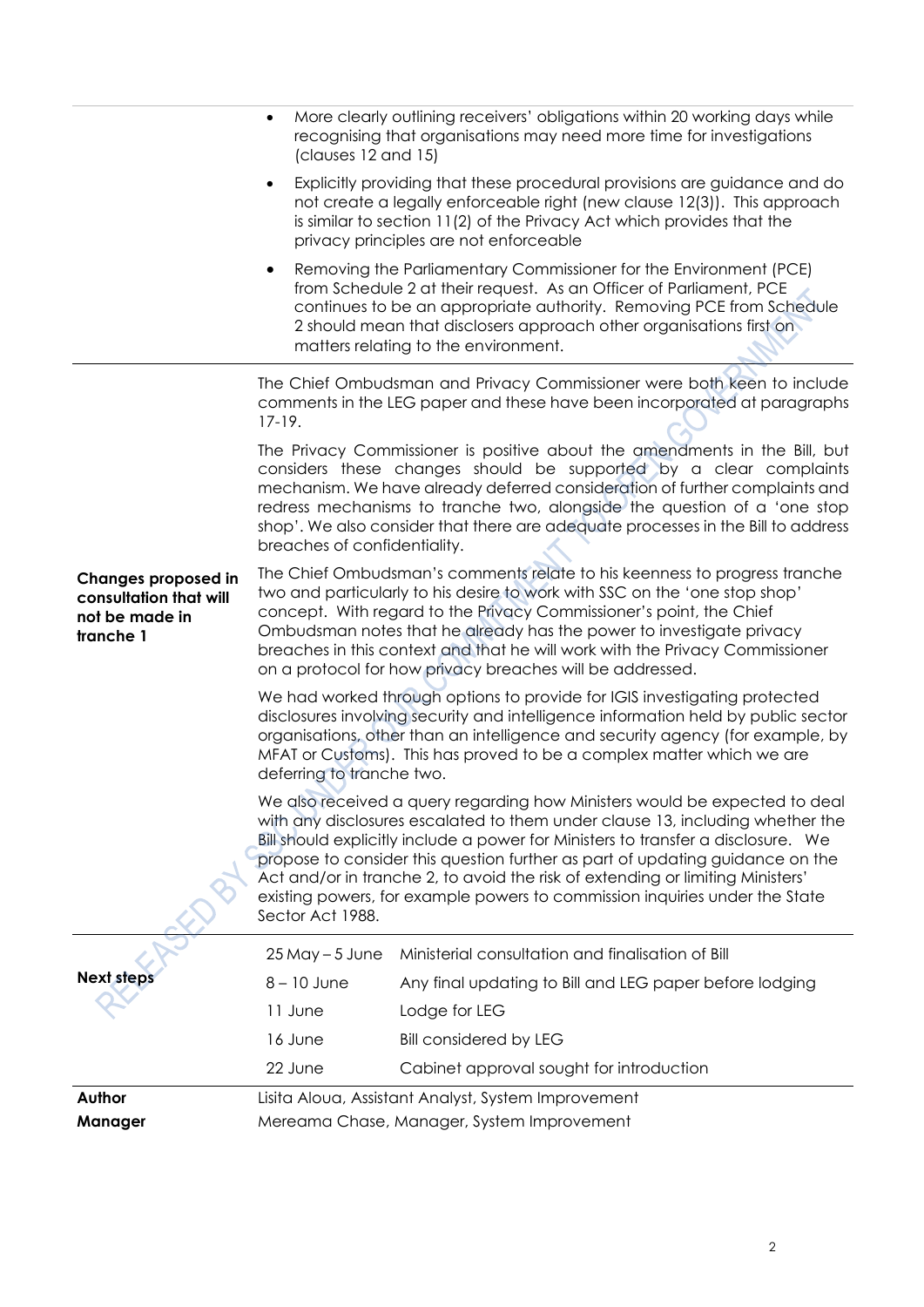| | |
|---|---|
| | • More clearly outlining receivers' obligations within 20 working days while recognising that organisations may need more time for investigations (clauses 12 and 15)<br>• Explicitly providing that these procedural provisions are guidance and do not create a legally enforceable right (new clause 12(3)). This approach is similar to section 11(2) of the Privacy Act which provides that the privacy principles are not enforceable<br>• Removing the Parliamentary Commissioner for the Environment (PCE) from Schedule 2 at their request. As an Officer of Parliament, PCE continues to be an appropriate authority. Removing PCE from Schedule 2 should mean that disclosers approach other organisations first on matters relating to the environment. |
| **Changes proposed in consultation that will not be made in tranche 1** | The Chief Ombudsman and Privacy Commissioner were both keen to include comments in the LEG paper and these have been incorporated at paragraphs 17-19.<br><br>The Privacy Commissioner is positive about the amendments in the Bill, but considers these changes should be supported by a clear complaints mechanism. We have already deferred consideration of further complaints and redress mechanisms to tranche two, alongside the question of a 'one stop shop'. We also consider that there are adequate processes in the Bill to address breaches of confidentiality.<br><br>The Chief Ombudsman's comments relate to his keenness to progress tranche two and particularly to his desire to work with SSC on the 'one stop shop' concept. With regard to the Privacy Commissioner's point, the Chief Ombudsman notes that he already has the power to investigate privacy breaches in this context and that he will work with the Privacy Commissioner on a protocol for how privacy breaches will be addressed.<br><br>We had worked through options to provide for IGIS investigating protected disclosures involving security and intelligence information held by public sector organisations, other than an intelligence and security agency (for example, by MFAT or Customs). This has proved to be a complex matter which we are deferring to tranche two.<br><br>We also received a query regarding how Ministers would be expected to deal with any disclosures escalated to them under clause 13, including whether the Bill should explicitly include a power for Ministers to transfer a disclosure. We propose to consider this question further as part of updating guidance on the Act and/or in tranche 2, to avoid the risk of extending or limiting Ministers' existing powers, for example powers to commission inquiries under the State Sector Act 1988. |
| **Next steps** | 25 May – 5 June: Ministerial consultation and finalisation of Bill<br>8 – 10 June: Any final updating to Bill and LEG paper before lodging<br>11 June: Lodge for LEG<br>16 June: Bill considered by LEG<br>22 June: Cabinet approval sought for introduction |
| **Author** | Lisita Aloua, Assistant Analyst, System Improvement |
| **Manager** | Mereama Chase, Manager, System Improvement |